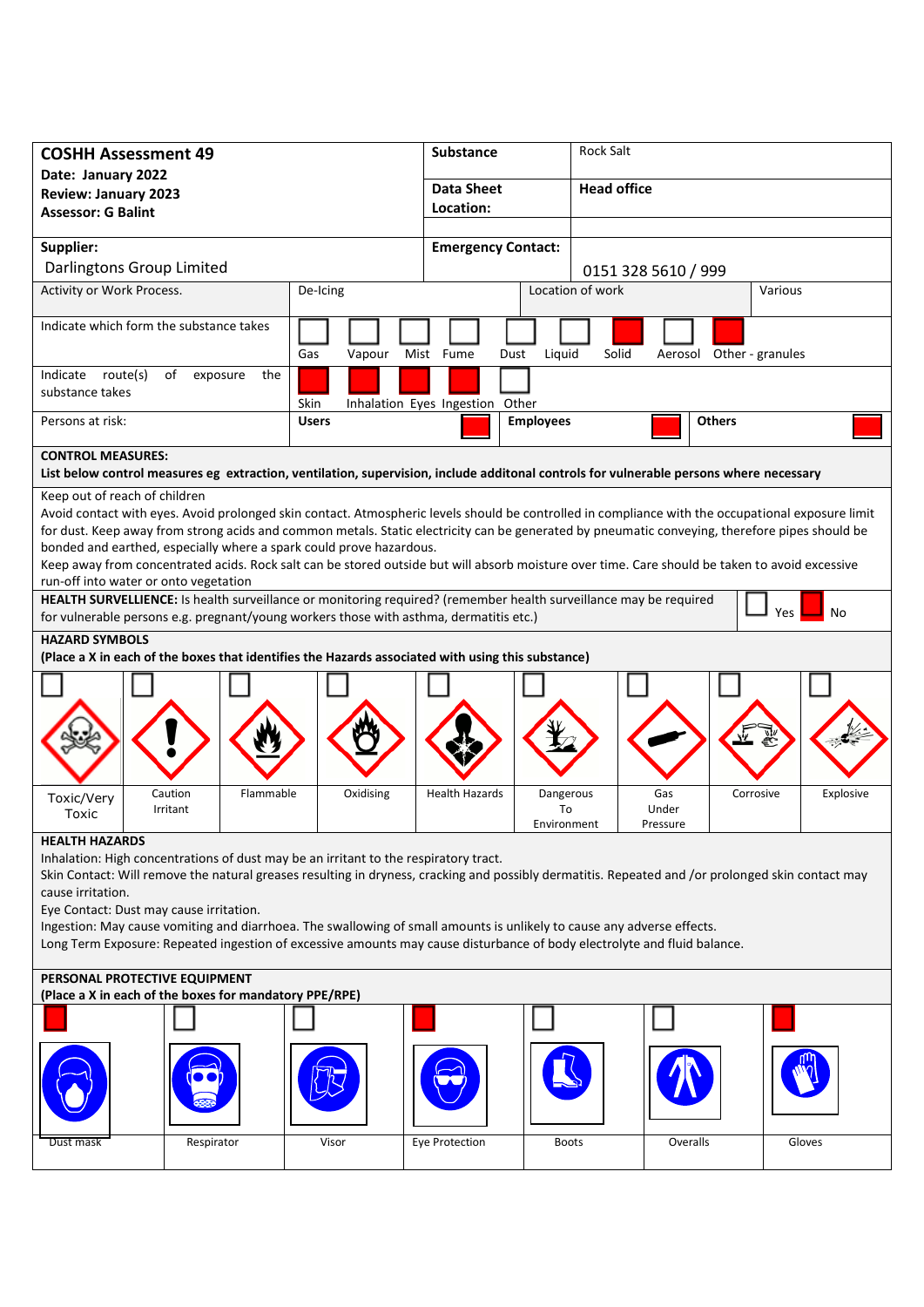| **COSHH Assessment 49**<br>**Date: January 2022**<br>**Review: January 2023**<br>**Assessor: G Balint** | **Substance** | Rock Salt |
|---|---|---|
| | **Data Sheet Location:** | **Head office** |
| **Supplier:**<br>Darlingtons Group Limited | **Emergency Contact:** | 0151 328 5610 / 999 |

| Activity or Work Process. | De-Icing | Location of work | Various |
|---|---|---|---|

**Indicate which form the substance takes**

| Gas | Vapour | Mist | Fume | Dust | Liquid | Solid | Aerosol | Other - granules |
|---|---|---|---|---|---|---|---|---|
| | | | | | | X | | X |

**Indicate route(s) of exposure the substance takes**

| Skin | Inhalation | Eyes | Ingestion | Other |
|---|---|---|---|---|
| X | X | X | X | |

**Persons at risk:**

| Users | Employees | Others |
|---|---|---|
| X | X | X |

**CONTROL MEASURES:**

**List below control measures eg extraction, ventilation, supervision, include additonal controls for vulnerable persons where necessary**

Keep out of reach of children

Avoid contact with eyes. Avoid prolonged skin contact. Atmospheric levels should be controlled in compliance with the occupational exposure limit for dust. Keep away from strong acids and common metals. Static electricity can be generated by pneumatic conveying, therefore pipes should be bonded and earthed, especially where a spark could prove hazardous.

Keep away from concentrated acids. Rock salt can be stored outside but will absorb moisture over time. Care should be taken to avoid excessive run-off into water or onto vegetation

**HEALTH SURVELLIENCE:** Is health surveillance or monitoring required? (remember health surveillance may be required for vulnerable persons e.g. pregnant/young workers those with asthma, dermatitis etc.)

| Yes | No |
|---|---|
| | X |

**HAZARD SYMBOLS**

**(Place a X in each of the boxes that identifies the Hazards associated with using this substance)**

| Toxic/Very Toxic | Caution Irritant | Flammable | Oxidising | Health Hazards | Dangerous To Environment | Gas Under Pressure | Corrosive | Explosive |
|---|---|---|---|---|---|---|---|---|
| | | | | | | | | |

**HEALTH HAZARDS**

Inhalation: High concentrations of dust may be an irritant to the respiratory tract.

Skin Contact: Will remove the natural greases resulting in dryness, cracking and possibly dermatitis. Repeated and /or prolonged skin contact may cause irritation.

Eye Contact: Dust may cause irritation.

Ingestion: May cause vomiting and diarrhoea. The swallowing of small amounts is unlikely to cause any adverse effects.

Long Term Exposure: Repeated ingestion of excessive amounts may cause disturbance of body electrolyte and fluid balance.

**PERSONAL PROTECTIVE EQUIPMENT**

**(Place a X in each of the boxes for mandatory PPE/RPE)**

| Dust mask | Respirator | Visor | Eye Protection | Boots | Overalls | Gloves |
|---|---|---|---|---|---|---|
| X | | | X | | | X |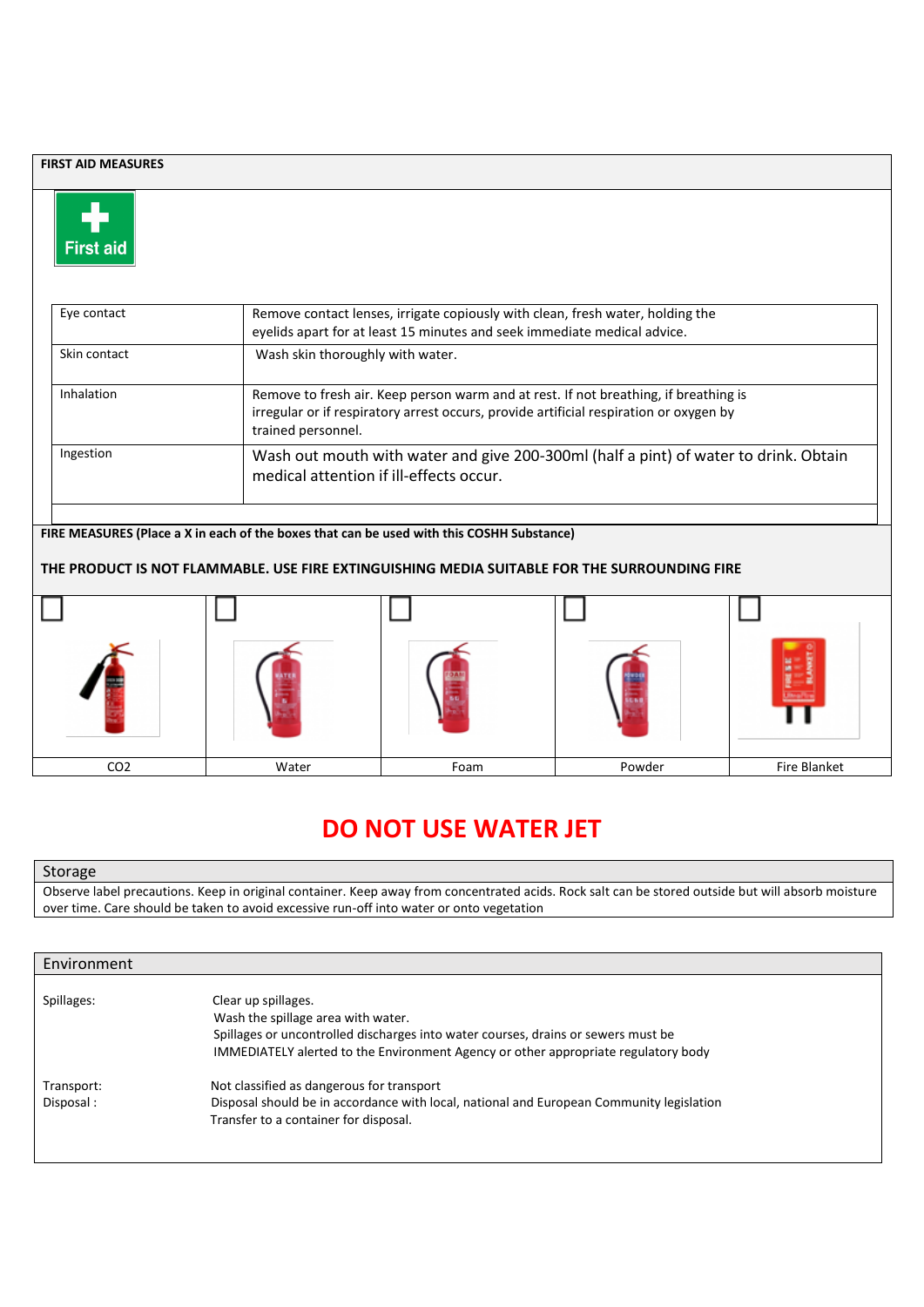## FIRST AID MEASURES

First aid

| | |
|---|---|
| Eye contact | Remove contact lenses, irrigate copiously with clean, fresh water, holding the eyelids apart for at least 15 minutes and seek immediate medical advice. |
| Skin contact | Wash skin thoroughly with water. |
| Inhalation | Remove to fresh air. Keep person warm and at rest. If not breathing, if breathing is irregular or if respiratory arrest occurs, provide artificial respiration or oxygen by trained personnel. |
| Ingestion | Wash out mouth with water and give 200-300ml (half a pint) of water to drink. Obtain medical attention if ill-effects occur. |
| | |

## FIRE MEASURES (Place a X in each of the boxes that can be used with this COSHH Substance)

**THE PRODUCT IS NOT FLAMMABLE. USE FIRE EXTINGUISHING MEDIA SUITABLE FOR THE SURROUNDING FIRE**

| ☐ | ☐ | ☐ | ☐ | ☐ |
|---|---|---|---|---|
| $CO_2$ | Water | Foam | Powder | Fire Blanket |

# DO NOT USE WATER JET

## Storage

Observe label precautions. Keep in original container. Keep away from concentrated acids. Rock salt can be stored outside but will absorb moisture over time. Care should be taken to avoid excessive run-off into water or onto vegetation

## Environment

| | |
|---|---|
| Spillages: | Clear up spillages.<br>Wash the spillage area with water.<br>Spillages or uncontrolled discharges into water courses, drains or sewers must be IMMEDIATELY alerted to the Environment Agency or other appropriate regulatory body |
| Transport: | Not classified as dangerous for transport |
| Disposal : | Disposal should be in accordance with local, national and European Community legislation<br>Transfer to a container for disposal. |